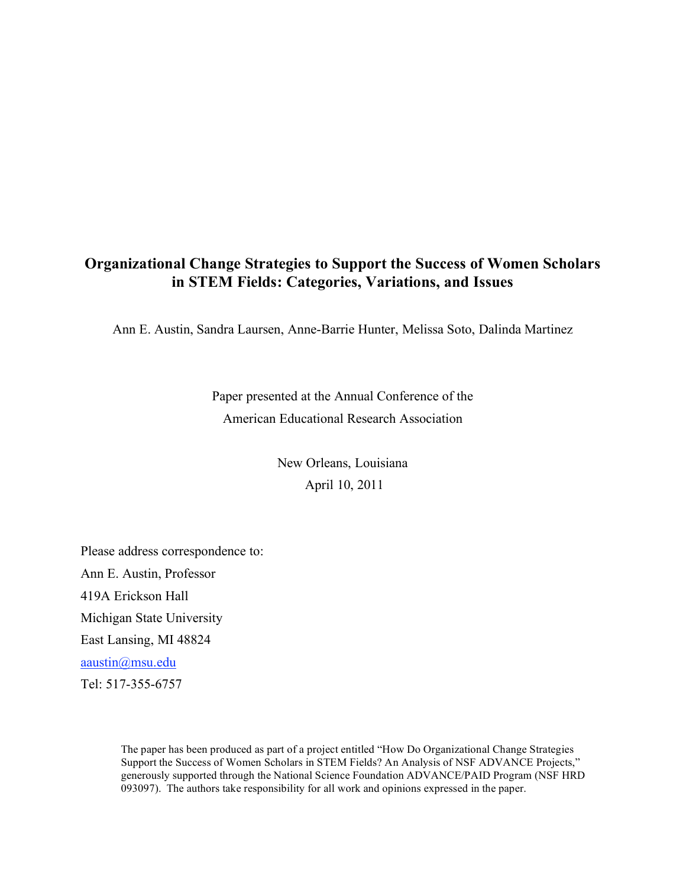# Organizational Change Strategies to Support the Success of Women Scholars in STEM Fields: Categories, Variations, and Issues

Ann E. Austin, Sandra Laursen, Anne-Barrie Hunter, Melissa Soto, Dalinda Martinez

Paper presented at the Annual Conference of the American Educational Research Association

New Orleans, Louisiana
April 10, 2011

Please address correspondence to:
Ann E. Austin, Professor
419A Erickson Hall
Michigan State University
East Lansing, MI 48824
aaustin@msu.edu
Tel: 517-355-6757

The paper has been produced as part of a project entitled "How Do Organizational Change Strategies Support the Success of Women Scholars in STEM Fields? An Analysis of NSF ADVANCE Projects," generously supported through the National Science Foundation ADVANCE/PAID Program (NSF HRD 093097). The authors take responsibility for all work and opinions expressed in the paper.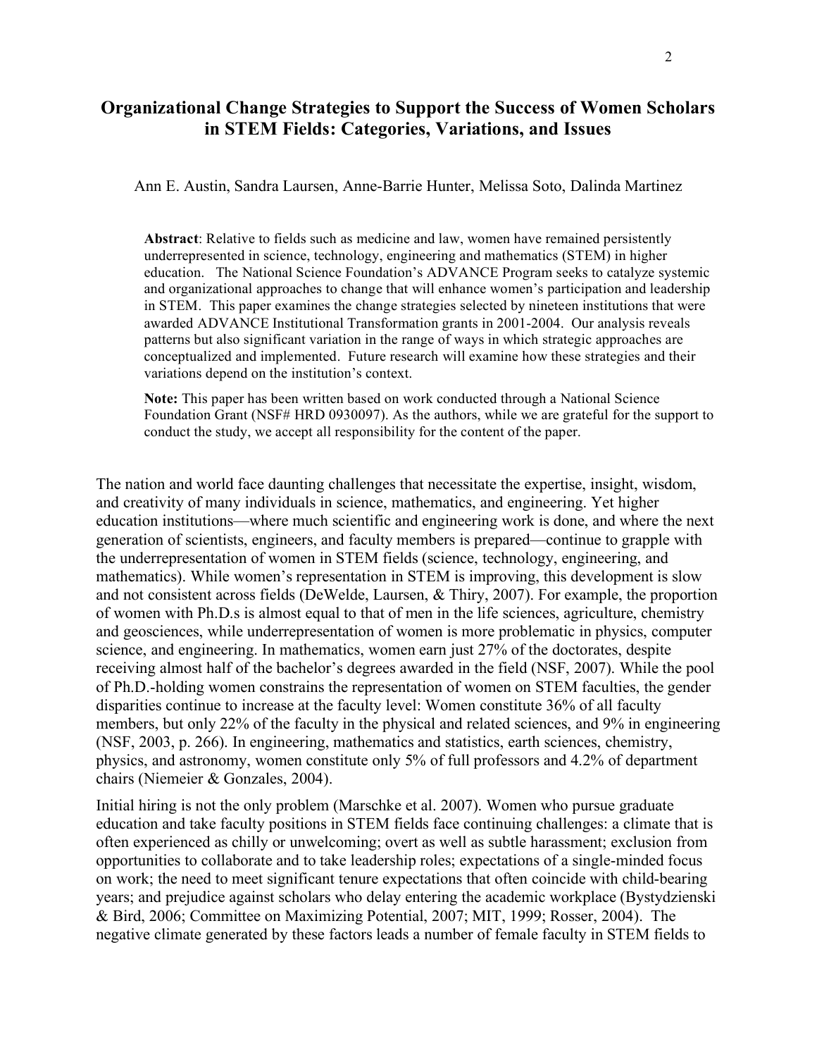# Organizational Change Strategies to Support the Success of Women Scholars in STEM Fields: Categories, Variations, and Issues

Ann E. Austin, Sandra Laursen, Anne-Barrie Hunter, Melissa Soto, Dalinda Martinez

**Abstract**: Relative to fields such as medicine and law, women have remained persistently underrepresented in science, technology, engineering and mathematics (STEM) in higher education. The National Science Foundation's ADVANCE Program seeks to catalyze systemic and organizational approaches to change that will enhance women's participation and leadership in STEM. This paper examines the change strategies selected by nineteen institutions that were awarded ADVANCE Institutional Transformation grants in 2001-2004. Our analysis reveals patterns but also significant variation in the range of ways in which strategic approaches are conceptualized and implemented. Future research will examine how these strategies and their variations depend on the institution's context.

**Note:** This paper has been written based on work conducted through a National Science Foundation Grant (NSF# HRD 0930097). As the authors, while we are grateful for the support to conduct the study, we accept all responsibility for the content of the paper.

The nation and world face daunting challenges that necessitate the expertise, insight, wisdom, and creativity of many individuals in science, mathematics, and engineering. Yet higher education institutions—where much scientific and engineering work is done, and where the next generation of scientists, engineers, and faculty members is prepared—continue to grapple with the underrepresentation of women in STEM fields (science, technology, engineering, and mathematics). While women's representation in STEM is improving, this development is slow and not consistent across fields (DeWelde, Laursen, & Thiry, 2007). For example, the proportion of women with Ph.D.s is almost equal to that of men in the life sciences, agriculture, chemistry and geosciences, while underrepresentation of women is more problematic in physics, computer science, and engineering. In mathematics, women earn just 27% of the doctorates, despite receiving almost half of the bachelor's degrees awarded in the field (NSF, 2007). While the pool of Ph.D.-holding women constrains the representation of women on STEM faculties, the gender disparities continue to increase at the faculty level: Women constitute 36% of all faculty members, but only 22% of the faculty in the physical and related sciences, and 9% in engineering (NSF, 2003, p. 266). In engineering, mathematics and statistics, earth sciences, chemistry, physics, and astronomy, women constitute only 5% of full professors and 4.2% of department chairs (Niemeier & Gonzales, 2004).

Initial hiring is not the only problem (Marschke et al. 2007). Women who pursue graduate education and take faculty positions in STEM fields face continuing challenges: a climate that is often experienced as chilly or unwelcoming; overt as well as subtle harassment; exclusion from opportunities to collaborate and to take leadership roles; expectations of a single-minded focus on work; the need to meet significant tenure expectations that often coincide with child-bearing years; and prejudice against scholars who delay entering the academic workplace (Bystydzienski & Bird, 2006; Committee on Maximizing Potential, 2007; MIT, 1999; Rosser, 2004). The negative climate generated by these factors leads a number of female faculty in STEM fields to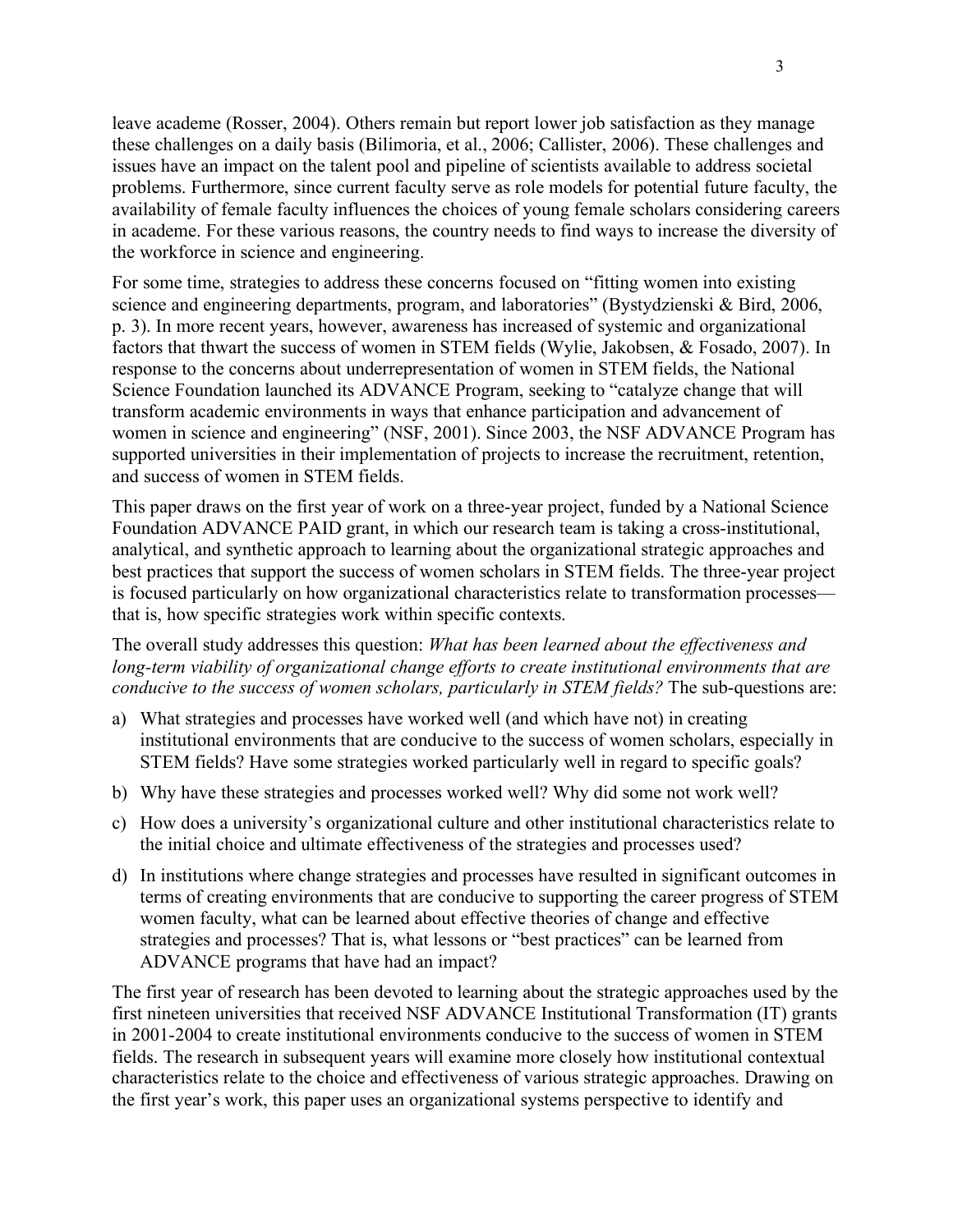leave academe (Rosser, 2004). Others remain but report lower job satisfaction as they manage these challenges on a daily basis (Bilimoria, et al., 2006; Callister, 2006). These challenges and issues have an impact on the talent pool and pipeline of scientists available to address societal problems. Furthermore, since current faculty serve as role models for potential future faculty, the availability of female faculty influences the choices of young female scholars considering careers in academe. For these various reasons, the country needs to find ways to increase the diversity of the workforce in science and engineering.

For some time, strategies to address these concerns focused on "fitting women into existing science and engineering departments, program, and laboratories" (Bystydzienski & Bird, 2006, p. 3). In more recent years, however, awareness has increased of systemic and organizational factors that thwart the success of women in STEM fields (Wylie, Jakobsen, & Fosado, 2007). In response to the concerns about underrepresentation of women in STEM fields, the National Science Foundation launched its ADVANCE Program, seeking to "catalyze change that will transform academic environments in ways that enhance participation and advancement of women in science and engineering" (NSF, 2001). Since 2003, the NSF ADVANCE Program has supported universities in their implementation of projects to increase the recruitment, retention, and success of women in STEM fields.

This paper draws on the first year of work on a three-year project, funded by a National Science Foundation ADVANCE PAID grant, in which our research team is taking a cross-institutional, analytical, and synthetic approach to learning about the organizational strategic approaches and best practices that support the success of women scholars in STEM fields. The three-year project is focused particularly on how organizational characteristics relate to transformation processes—that is, how specific strategies work within specific contexts.

The overall study addresses this question: *What has been learned about the effectiveness and long-term viability of organizational change efforts to create institutional environments that are conducive to the success of women scholars, particularly in STEM fields?* The sub-questions are:

a) What strategies and processes have worked well (and which have not) in creating institutional environments that are conducive to the success of women scholars, especially in STEM fields? Have some strategies worked particularly well in regard to specific goals?

b) Why have these strategies and processes worked well? Why did some not work well?

c) How does a university's organizational culture and other institutional characteristics relate to the initial choice and ultimate effectiveness of the strategies and processes used?

d) In institutions where change strategies and processes have resulted in significant outcomes in terms of creating environments that are conducive to supporting the career progress of STEM women faculty, what can be learned about effective theories of change and effective strategies and processes? That is, what lessons or "best practices" can be learned from ADVANCE programs that have had an impact?

The first year of research has been devoted to learning about the strategic approaches used by the first nineteen universities that received NSF ADVANCE Institutional Transformation (IT) grants in 2001-2004 to create institutional environments conducive to the success of women in STEM fields. The research in subsequent years will examine more closely how institutional contextual characteristics relate to the choice and effectiveness of various strategic approaches. Drawing on the first year's work, this paper uses an organizational systems perspective to identify and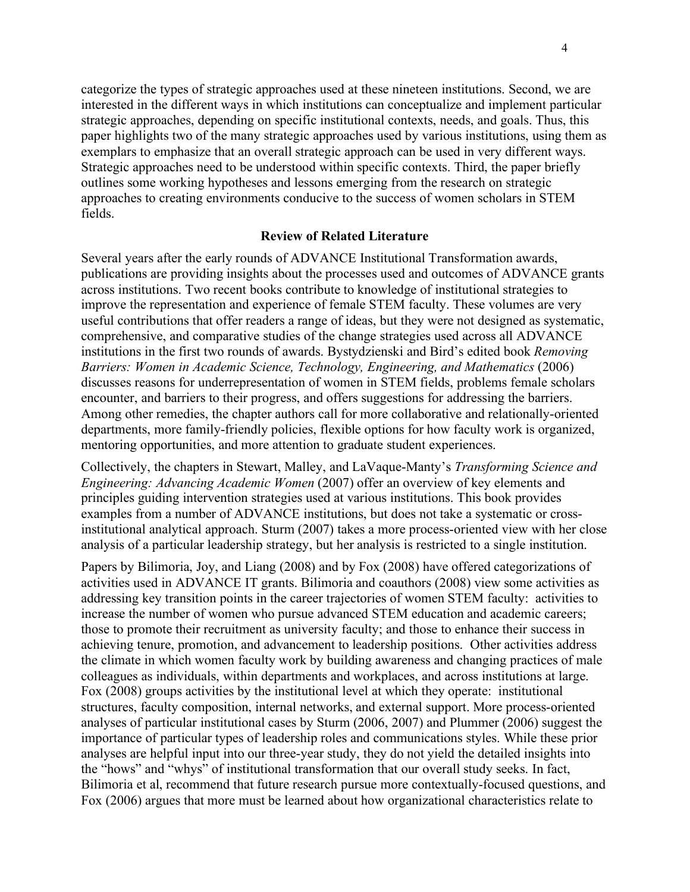categorize the types of strategic approaches used at these nineteen institutions. Second, we are interested in the different ways in which institutions can conceptualize and implement particular strategic approaches, depending on specific institutional contexts, needs, and goals. Thus, this paper highlights two of the many strategic approaches used by various institutions, using them as exemplars to emphasize that an overall strategic approach can be used in very different ways. Strategic approaches need to be understood within specific contexts. Third, the paper briefly outlines some working hypotheses and lessons emerging from the research on strategic approaches to creating environments conducive to the success of women scholars in STEM fields.

## Review of Related Literature

Several years after the early rounds of ADVANCE Institutional Transformation awards, publications are providing insights about the processes used and outcomes of ADVANCE grants across institutions. Two recent books contribute to knowledge of institutional strategies to improve the representation and experience of female STEM faculty. These volumes are very useful contributions that offer readers a range of ideas, but they were not designed as systematic, comprehensive, and comparative studies of the change strategies used across all ADVANCE institutions in the first two rounds of awards. Bystydzienski and Bird's edited book *Removing Barriers: Women in Academic Science, Technology, Engineering, and Mathematics* (2006) discusses reasons for underrepresentation of women in STEM fields, problems female scholars encounter, and barriers to their progress, and offers suggestions for addressing the barriers. Among other remedies, the chapter authors call for more collaborative and relationally-oriented departments, more family-friendly policies, flexible options for how faculty work is organized, mentoring opportunities, and more attention to graduate student experiences.

Collectively, the chapters in Stewart, Malley, and LaVaque-Manty's *Transforming Science and Engineering: Advancing Academic Women* (2007) offer an overview of key elements and principles guiding intervention strategies used at various institutions. This book provides examples from a number of ADVANCE institutions, but does not take a systematic or cross-institutional analytical approach. Sturm (2007) takes a more process-oriented view with her close analysis of a particular leadership strategy, but her analysis is restricted to a single institution.

Papers by Bilimoria, Joy, and Liang (2008) and by Fox (2008) have offered categorizations of activities used in ADVANCE IT grants. Bilimoria and coauthors (2008) view some activities as addressing key transition points in the career trajectories of women STEM faculty: activities to increase the number of women who pursue advanced STEM education and academic careers; those to promote their recruitment as university faculty; and those to enhance their success in achieving tenure, promotion, and advancement to leadership positions. Other activities address the climate in which women faculty work by building awareness and changing practices of male colleagues as individuals, within departments and workplaces, and across institutions at large. Fox (2008) groups activities by the institutional level at which they operate: institutional structures, faculty composition, internal networks, and external support. More process-oriented analyses of particular institutional cases by Sturm (2006, 2007) and Plummer (2006) suggest the importance of particular types of leadership roles and communications styles. While these prior analyses are helpful input into our three-year study, they do not yield the detailed insights into the "hows" and "whys" of institutional transformation that our overall study seeks. In fact, Bilimoria et al, recommend that future research pursue more contextually-focused questions, and Fox (2006) argues that more must be learned about how organizational characteristics relate to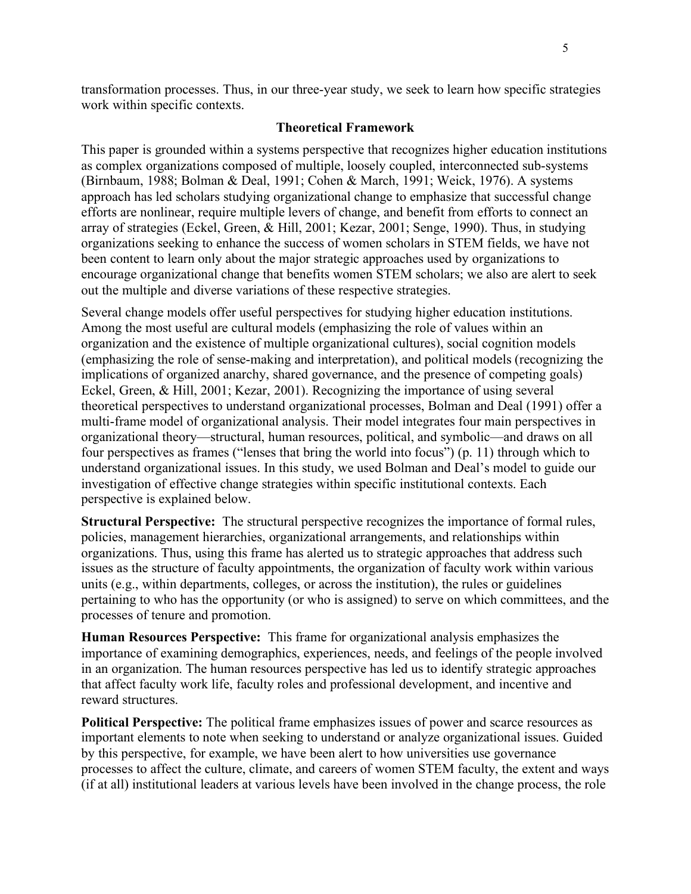transformation processes. Thus, in our three-year study, we seek to learn how specific strategies work within specific contexts.

## Theoretical Framework

This paper is grounded within a systems perspective that recognizes higher education institutions as complex organizations composed of multiple, loosely coupled, interconnected sub-systems (Birnbaum, 1988; Bolman & Deal, 1991; Cohen & March, 1991; Weick, 1976). A systems approach has led scholars studying organizational change to emphasize that successful change efforts are nonlinear, require multiple levers of change, and benefit from efforts to connect an array of strategies (Eckel, Green, & Hill, 2001; Kezar, 2001; Senge, 1990). Thus, in studying organizations seeking to enhance the success of women scholars in STEM fields, we have not been content to learn only about the major strategic approaches used by organizations to encourage organizational change that benefits women STEM scholars; we also are alert to seek out the multiple and diverse variations of these respective strategies.

Several change models offer useful perspectives for studying higher education institutions. Among the most useful are cultural models (emphasizing the role of values within an organization and the existence of multiple organizational cultures), social cognition models (emphasizing the role of sense-making and interpretation), and political models (recognizing the implications of organized anarchy, shared governance, and the presence of competing goals) Eckel, Green, & Hill, 2001; Kezar, 2001). Recognizing the importance of using several theoretical perspectives to understand organizational processes, Bolman and Deal (1991) offer a multi-frame model of organizational analysis. Their model integrates four main perspectives in organizational theory—structural, human resources, political, and symbolic—and draws on all four perspectives as frames ("lenses that bring the world into focus") (p. 11) through which to understand organizational issues. In this study, we used Bolman and Deal's model to guide our investigation of effective change strategies within specific institutional contexts. Each perspective is explained below.

**Structural Perspective:** The structural perspective recognizes the importance of formal rules, policies, management hierarchies, organizational arrangements, and relationships within organizations. Thus, using this frame has alerted us to strategic approaches that address such issues as the structure of faculty appointments, the organization of faculty work within various units (e.g., within departments, colleges, or across the institution), the rules or guidelines pertaining to who has the opportunity (or who is assigned) to serve on which committees, and the processes of tenure and promotion.

**Human Resources Perspective:** This frame for organizational analysis emphasizes the importance of examining demographics, experiences, needs, and feelings of the people involved in an organization. The human resources perspective has led us to identify strategic approaches that affect faculty work life, faculty roles and professional development, and incentive and reward structures.

**Political Perspective:** The political frame emphasizes issues of power and scarce resources as important elements to note when seeking to understand or analyze organizational issues. Guided by this perspective, for example, we have been alert to how universities use governance processes to affect the culture, climate, and careers of women STEM faculty, the extent and ways (if at all) institutional leaders at various levels have been involved in the change process, the role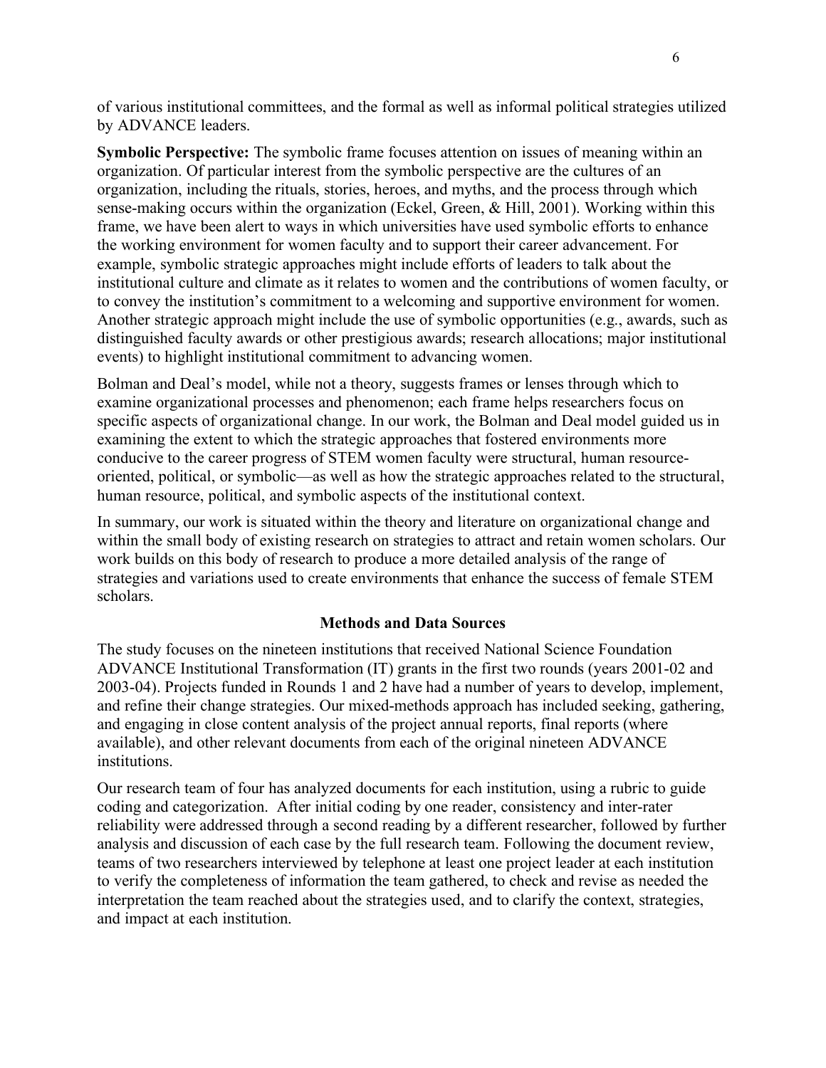of various institutional committees, and the formal as well as informal political strategies utilized by ADVANCE leaders.

**Symbolic Perspective:** The symbolic frame focuses attention on issues of meaning within an organization. Of particular interest from the symbolic perspective are the cultures of an organization, including the rituals, stories, heroes, and myths, and the process through which sense-making occurs within the organization (Eckel, Green, & Hill, 2001). Working within this frame, we have been alert to ways in which universities have used symbolic efforts to enhance the working environment for women faculty and to support their career advancement. For example, symbolic strategic approaches might include efforts of leaders to talk about the institutional culture and climate as it relates to women and the contributions of women faculty, or to convey the institution's commitment to a welcoming and supportive environment for women. Another strategic approach might include the use of symbolic opportunities (e.g., awards, such as distinguished faculty awards or other prestigious awards; research allocations; major institutional events) to highlight institutional commitment to advancing women.

Bolman and Deal's model, while not a theory, suggests frames or lenses through which to examine organizational processes and phenomenon; each frame helps researchers focus on specific aspects of organizational change. In our work, the Bolman and Deal model guided us in examining the extent to which the strategic approaches that fostered environments more conducive to the career progress of STEM women faculty were structural, human resource-oriented, political, or symbolic—as well as how the strategic approaches related to the structural, human resource, political, and symbolic aspects of the institutional context.

In summary, our work is situated within the theory and literature on organizational change and within the small body of existing research on strategies to attract and retain women scholars. Our work builds on this body of research to produce a more detailed analysis of the range of strategies and variations used to create environments that enhance the success of female STEM scholars.

## Methods and Data Sources

The study focuses on the nineteen institutions that received National Science Foundation ADVANCE Institutional Transformation (IT) grants in the first two rounds (years 2001-02 and 2003-04). Projects funded in Rounds 1 and 2 have had a number of years to develop, implement, and refine their change strategies. Our mixed-methods approach has included seeking, gathering, and engaging in close content analysis of the project annual reports, final reports (where available), and other relevant documents from each of the original nineteen ADVANCE institutions.

Our research team of four has analyzed documents for each institution, using a rubric to guide coding and categorization. After initial coding by one reader, consistency and inter-rater reliability were addressed through a second reading by a different researcher, followed by further analysis and discussion of each case by the full research team. Following the document review, teams of two researchers interviewed by telephone at least one project leader at each institution to verify the completeness of information the team gathered, to check and revise as needed the interpretation the team reached about the strategies used, and to clarify the context, strategies, and impact at each institution.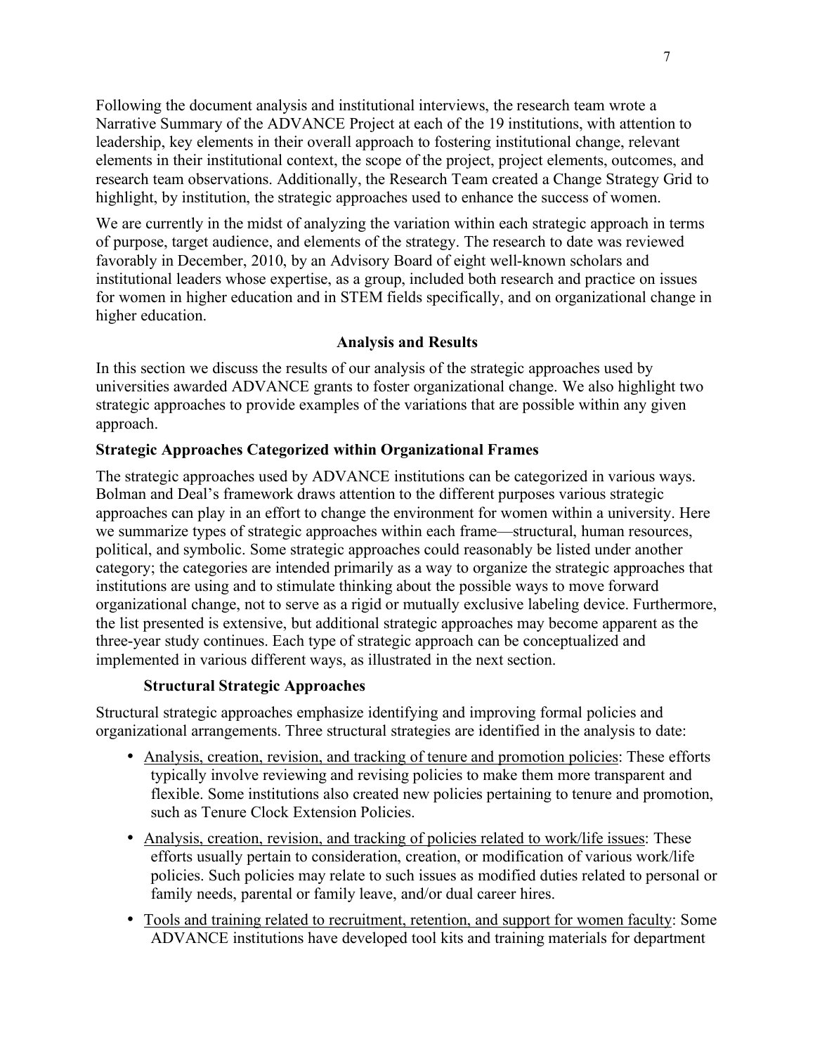Following the document analysis and institutional interviews, the research team wrote a Narrative Summary of the ADVANCE Project at each of the 19 institutions, with attention to leadership, key elements in their overall approach to fostering institutional change, relevant elements in their institutional context, the scope of the project, project elements, outcomes, and research team observations. Additionally, the Research Team created a Change Strategy Grid to highlight, by institution, the strategic approaches used to enhance the success of women.

We are currently in the midst of analyzing the variation within each strategic approach in terms of purpose, target audience, and elements of the strategy. The research to date was reviewed favorably in December, 2010, by an Advisory Board of eight well-known scholars and institutional leaders whose expertise, as a group, included both research and practice on issues for women in higher education and in STEM fields specifically, and on organizational change in higher education.

## Analysis and Results

In this section we discuss the results of our analysis of the strategic approaches used by universities awarded ADVANCE grants to foster organizational change. We also highlight two strategic approaches to provide examples of the variations that are possible within any given approach.

### Strategic Approaches Categorized within Organizational Frames

The strategic approaches used by ADVANCE institutions can be categorized in various ways. Bolman and Deal's framework draws attention to the different purposes various strategic approaches can play in an effort to change the environment for women within a university. Here we summarize types of strategic approaches within each frame—structural, human resources, political, and symbolic. Some strategic approaches could reasonably be listed under another category; the categories are intended primarily as a way to organize the strategic approaches that institutions are using and to stimulate thinking about the possible ways to move forward organizational change, not to serve as a rigid or mutually exclusive labeling device. Furthermore, the list presented is extensive, but additional strategic approaches may become apparent as the three-year study continues. Each type of strategic approach can be conceptualized and implemented in various different ways, as illustrated in the next section.

#### Structural Strategic Approaches

Structural strategic approaches emphasize identifying and improving formal policies and organizational arrangements. Three structural strategies are identified in the analysis to date:

- Analysis, creation, revision, and tracking of tenure and promotion policies: These efforts typically involve reviewing and revising policies to make them more transparent and flexible. Some institutions also created new policies pertaining to tenure and promotion, such as Tenure Clock Extension Policies.
- Analysis, creation, revision, and tracking of policies related to work/life issues: These efforts usually pertain to consideration, creation, or modification of various work/life policies. Such policies may relate to such issues as modified duties related to personal or family needs, parental or family leave, and/or dual career hires.
- Tools and training related to recruitment, retention, and support for women faculty: Some ADVANCE institutions have developed tool kits and training materials for department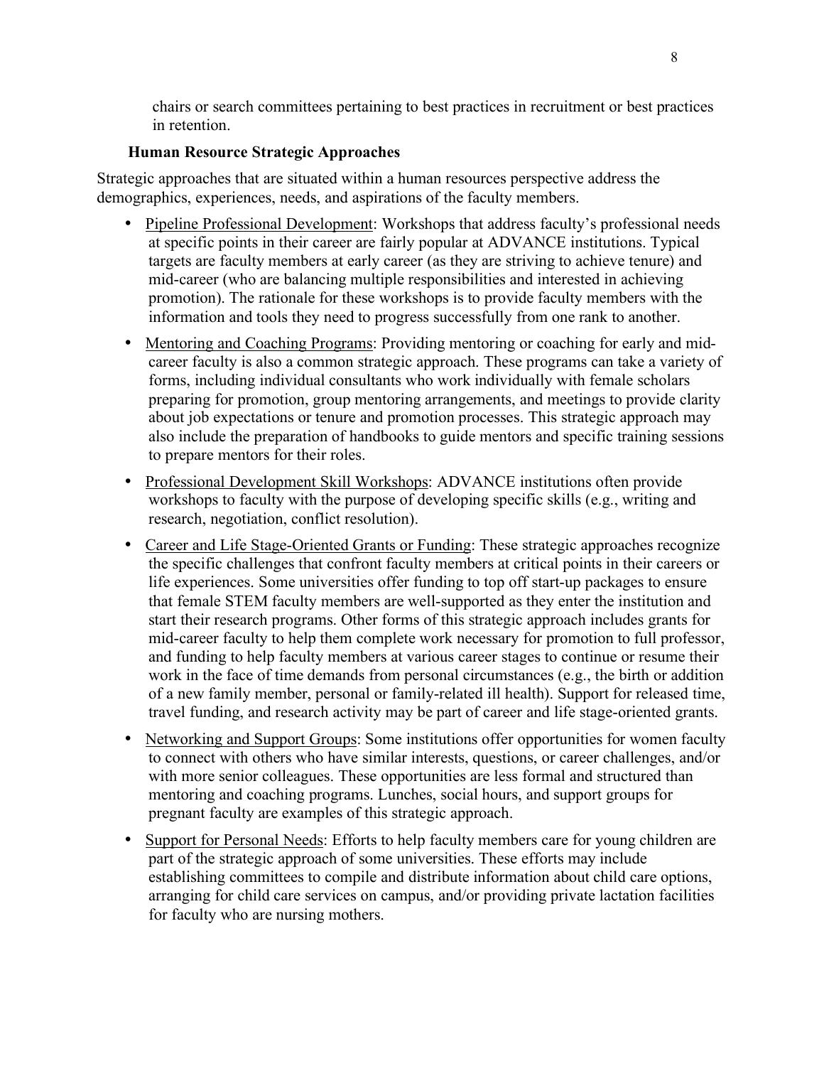chairs or search committees pertaining to best practices in recruitment or best practices in retention.

### Human Resource Strategic Approaches

Strategic approaches that are situated within a human resources perspective address the demographics, experiences, needs, and aspirations of the faculty members.

- Pipeline Professional Development: Workshops that address faculty's professional needs at specific points in their career are fairly popular at ADVANCE institutions. Typical targets are faculty members at early career (as they are striving to achieve tenure) and mid-career (who are balancing multiple responsibilities and interested in achieving promotion). The rationale for these workshops is to provide faculty members with the information and tools they need to progress successfully from one rank to another.
- Mentoring and Coaching Programs: Providing mentoring or coaching for early and mid-career faculty is also a common strategic approach. These programs can take a variety of forms, including individual consultants who work individually with female scholars preparing for promotion, group mentoring arrangements, and meetings to provide clarity about job expectations or tenure and promotion processes. This strategic approach may also include the preparation of handbooks to guide mentors and specific training sessions to prepare mentors for their roles.
- Professional Development Skill Workshops: ADVANCE institutions often provide workshops to faculty with the purpose of developing specific skills (e.g., writing and research, negotiation, conflict resolution).
- Career and Life Stage-Oriented Grants or Funding: These strategic approaches recognize the specific challenges that confront faculty members at critical points in their careers or life experiences. Some universities offer funding to top off start-up packages to ensure that female STEM faculty members are well-supported as they enter the institution and start their research programs. Other forms of this strategic approach includes grants for mid-career faculty to help them complete work necessary for promotion to full professor, and funding to help faculty members at various career stages to continue or resume their work in the face of time demands from personal circumstances (e.g., the birth or addition of a new family member, personal or family-related ill health). Support for released time, travel funding, and research activity may be part of career and life stage-oriented grants.
- Networking and Support Groups: Some institutions offer opportunities for women faculty to connect with others who have similar interests, questions, or career challenges, and/or with more senior colleagues. These opportunities are less formal and structured than mentoring and coaching programs. Lunches, social hours, and support groups for pregnant faculty are examples of this strategic approach.
- Support for Personal Needs: Efforts to help faculty members care for young children are part of the strategic approach of some universities. These efforts may include establishing committees to compile and distribute information about child care options, arranging for child care services on campus, and/or providing private lactation facilities for faculty who are nursing mothers.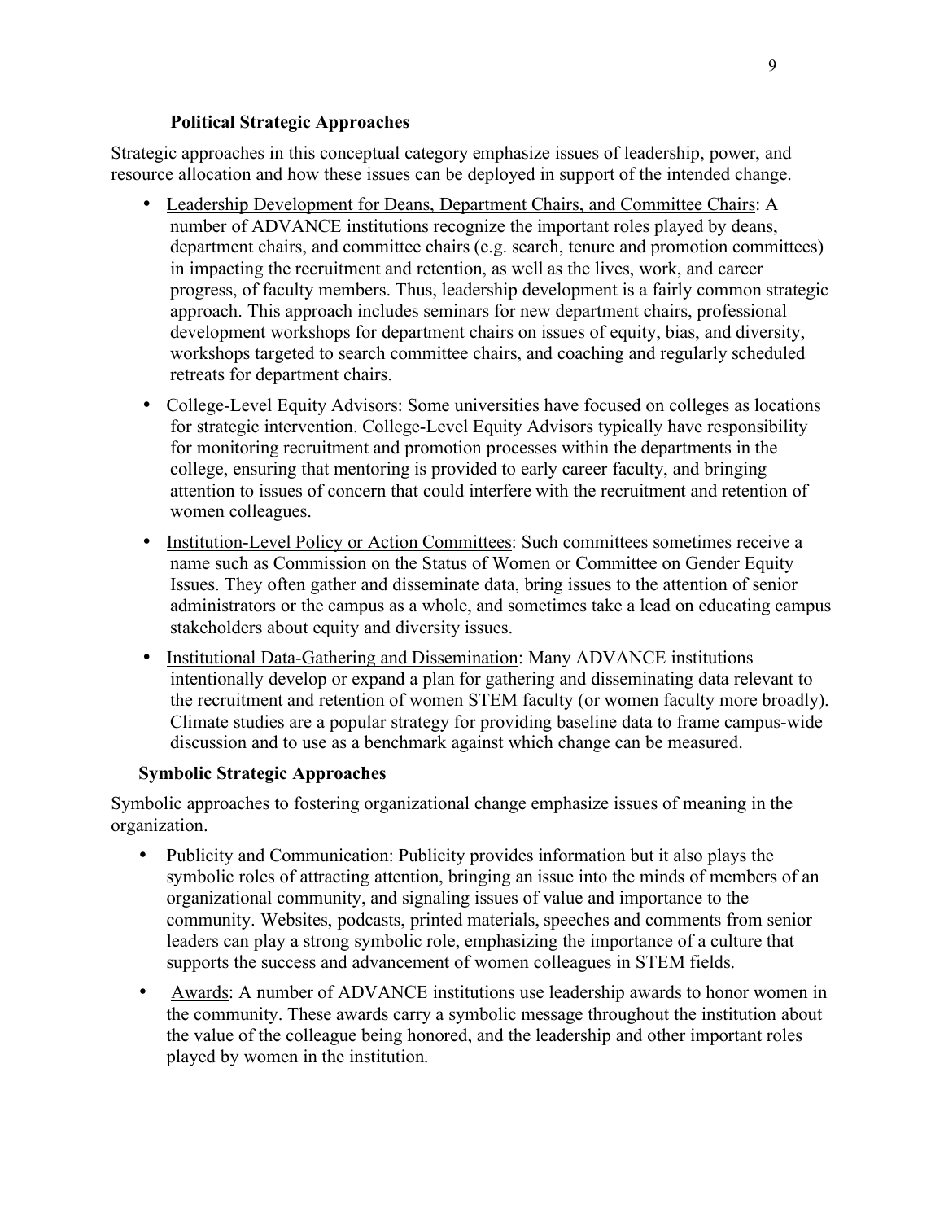### Political Strategic Approaches

Strategic approaches in this conceptual category emphasize issues of leadership, power, and resource allocation and how these issues can be deployed in support of the intended change.

- Leadership Development for Deans, Department Chairs, and Committee Chairs: A number of ADVANCE institutions recognize the important roles played by deans, department chairs, and committee chairs (e.g. search, tenure and promotion committees) in impacting the recruitment and retention, as well as the lives, work, and career progress, of faculty members. Thus, leadership development is a fairly common strategic approach. This approach includes seminars for new department chairs, professional development workshops for department chairs on issues of equity, bias, and diversity, workshops targeted to search committee chairs, and coaching and regularly scheduled retreats for department chairs.
- College-Level Equity Advisors: Some universities have focused on colleges as locations for strategic intervention. College-Level Equity Advisors typically have responsibility for monitoring recruitment and promotion processes within the departments in the college, ensuring that mentoring is provided to early career faculty, and bringing attention to issues of concern that could interfere with the recruitment and retention of women colleagues.
- Institution-Level Policy or Action Committees: Such committees sometimes receive a name such as Commission on the Status of Women or Committee on Gender Equity Issues. They often gather and disseminate data, bring issues to the attention of senior administrators or the campus as a whole, and sometimes take a lead on educating campus stakeholders about equity and diversity issues.
- Institutional Data-Gathering and Dissemination: Many ADVANCE institutions intentionally develop or expand a plan for gathering and disseminating data relevant to the recruitment and retention of women STEM faculty (or women faculty more broadly). Climate studies are a popular strategy for providing baseline data to frame campus-wide discussion and to use as a benchmark against which change can be measured.

### Symbolic Strategic Approaches

Symbolic approaches to fostering organizational change emphasize issues of meaning in the organization.

- Publicity and Communication: Publicity provides information but it also plays the symbolic roles of attracting attention, bringing an issue into the minds of members of an organizational community, and signaling issues of value and importance to the community. Websites, podcasts, printed materials, speeches and comments from senior leaders can play a strong symbolic role, emphasizing the importance of a culture that supports the success and advancement of women colleagues in STEM fields.
- Awards: A number of ADVANCE institutions use leadership awards to honor women in the community. These awards carry a symbolic message throughout the institution about the value of the colleague being honored, and the leadership and other important roles played by women in the institution.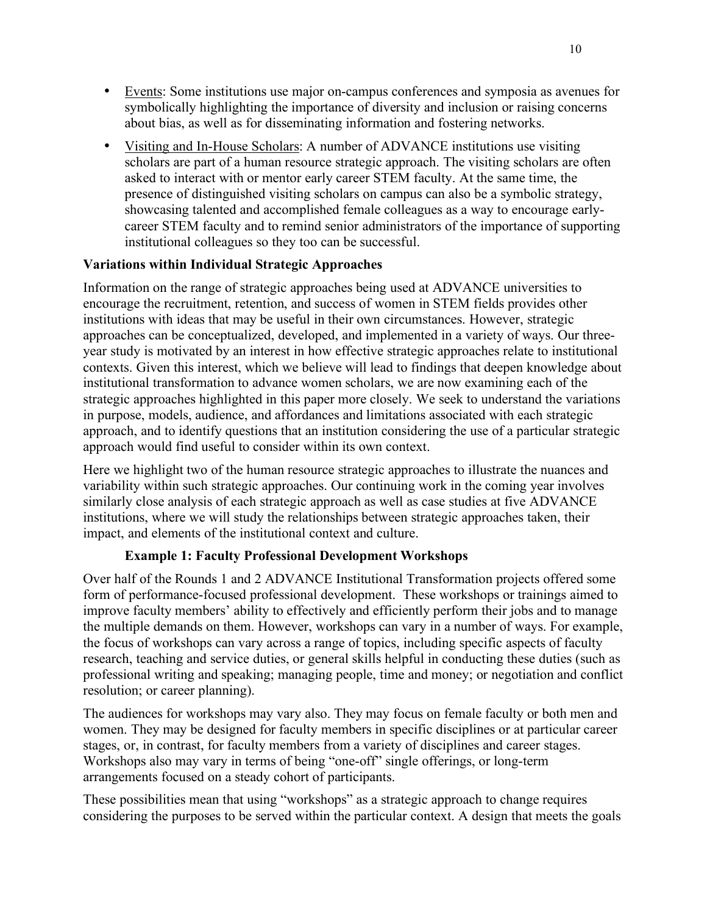- Events: Some institutions use major on-campus conferences and symposia as avenues for symbolically highlighting the importance of diversity and inclusion or raising concerns about bias, as well as for disseminating information and fostering networks.
- Visiting and In-House Scholars: A number of ADVANCE institutions use visiting scholars are part of a human resource strategic approach. The visiting scholars are often asked to interact with or mentor early career STEM faculty. At the same time, the presence of distinguished visiting scholars on campus can also be a symbolic strategy, showcasing talented and accomplished female colleagues as a way to encourage early-career STEM faculty and to remind senior administrators of the importance of supporting institutional colleagues so they too can be successful.

## Variations within Individual Strategic Approaches

Information on the range of strategic approaches being used at ADVANCE universities to encourage the recruitment, retention, and success of women in STEM fields provides other institutions with ideas that may be useful in their own circumstances. However, strategic approaches can be conceptualized, developed, and implemented in a variety of ways. Our three-year study is motivated by an interest in how effective strategic approaches relate to institutional contexts. Given this interest, which we believe will lead to findings that deepen knowledge about institutional transformation to advance women scholars, we are now examining each of the strategic approaches highlighted in this paper more closely. We seek to understand the variations in purpose, models, audience, and affordances and limitations associated with each strategic approach, and to identify questions that an institution considering the use of a particular strategic approach would find useful to consider within its own context.

Here we highlight two of the human resource strategic approaches to illustrate the nuances and variability within such strategic approaches. Our continuing work in the coming year involves similarly close analysis of each strategic approach as well as case studies at five ADVANCE institutions, where we will study the relationships between strategic approaches taken, their impact, and elements of the institutional context and culture.

### Example 1: Faculty Professional Development Workshops

Over half of the Rounds 1 and 2 ADVANCE Institutional Transformation projects offered some form of performance-focused professional development. These workshops or trainings aimed to improve faculty members' ability to effectively and efficiently perform their jobs and to manage the multiple demands on them. However, workshops can vary in a number of ways. For example, the focus of workshops can vary across a range of topics, including specific aspects of faculty research, teaching and service duties, or general skills helpful in conducting these duties (such as professional writing and speaking; managing people, time and money; or negotiation and conflict resolution; or career planning).

The audiences for workshops may vary also. They may focus on female faculty or both men and women. They may be designed for faculty members in specific disciplines or at particular career stages, or, in contrast, for faculty members from a variety of disciplines and career stages. Workshops also may vary in terms of being "one-off" single offerings, or long-term arrangements focused on a steady cohort of participants.

These possibilities mean that using "workshops" as a strategic approach to change requires considering the purposes to be served within the particular context. A design that meets the goals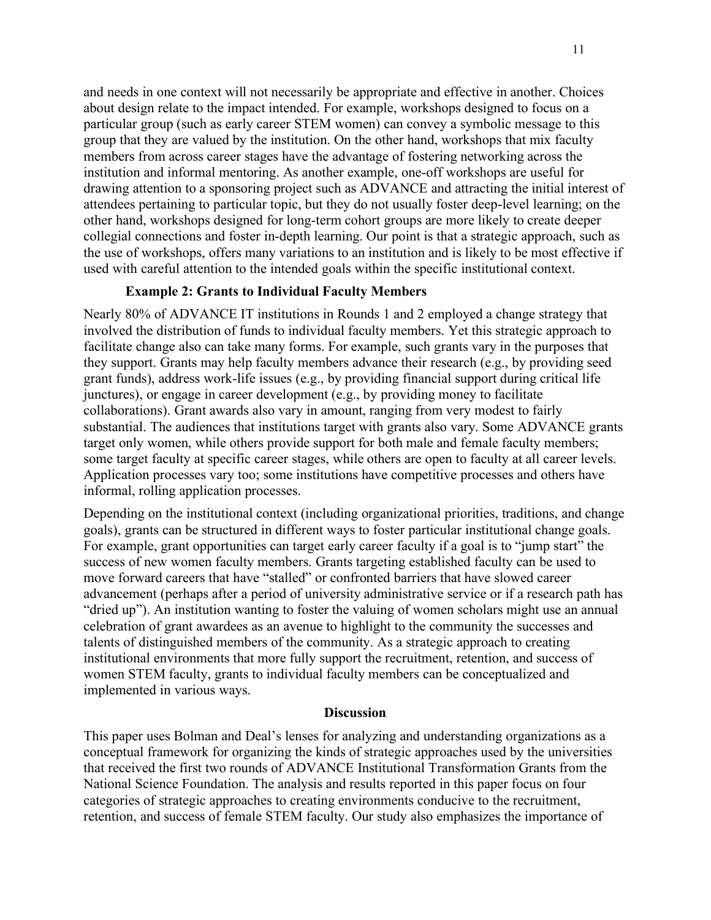and needs in one context will not necessarily be appropriate and effective in another. Choices about design relate to the impact intended. For example, workshops designed to focus on a particular group (such as early career STEM women) can convey a symbolic message to this group that they are valued by the institution. On the other hand, workshops that mix faculty members from across career stages have the advantage of fostering networking across the institution and informal mentoring. As another example, one-off workshops are useful for drawing attention to a sponsoring project such as ADVANCE and attracting the initial interest of attendees pertaining to particular topic, but they do not usually foster deep-level learning; on the other hand, workshops designed for long-term cohort groups are more likely to create deeper collegial connections and foster in-depth learning. Our point is that a strategic approach, such as the use of workshops, offers many variations to an institution and is likely to be most effective if used with careful attention to the intended goals within the specific institutional context.

### Example 2: Grants to Individual Faculty Members

Nearly 80% of ADVANCE IT institutions in Rounds 1 and 2 employed a change strategy that involved the distribution of funds to individual faculty members. Yet this strategic approach to facilitate change also can take many forms. For example, such grants vary in the purposes that they support. Grants may help faculty members advance their research (e.g., by providing seed grant funds), address work-life issues (e.g., by providing financial support during critical life junctures), or engage in career development (e.g., by providing money to facilitate collaborations). Grant awards also vary in amount, ranging from very modest to fairly substantial. The audiences that institutions target with grants also vary. Some ADVANCE grants target only women, while others provide support for both male and female faculty members; some target faculty at specific career stages, while others are open to faculty at all career levels. Application processes vary too; some institutions have competitive processes and others have informal, rolling application processes.

Depending on the institutional context (including organizational priorities, traditions, and change goals), grants can be structured in different ways to foster particular institutional change goals. For example, grant opportunities can target early career faculty if a goal is to "jump start" the success of new women faculty members. Grants targeting established faculty can be used to move forward careers that have "stalled" or confronted barriers that have slowed career advancement (perhaps after a period of university administrative service or if a research path has "dried up"). An institution wanting to foster the valuing of women scholars might use an annual celebration of grant awardees as an avenue to highlight to the community the successes and talents of distinguished members of the community. As a strategic approach to creating institutional environments that more fully support the recruitment, retention, and success of women STEM faculty, grants to individual faculty members can be conceptualized and implemented in various ways.

## Discussion

This paper uses Bolman and Deal's lenses for analyzing and understanding organizations as a conceptual framework for organizing the kinds of strategic approaches used by the universities that received the first two rounds of ADVANCE Institutional Transformation Grants from the National Science Foundation. The analysis and results reported in this paper focus on four categories of strategic approaches to creating environments conducive to the recruitment, retention, and success of female STEM faculty. Our study also emphasizes the importance of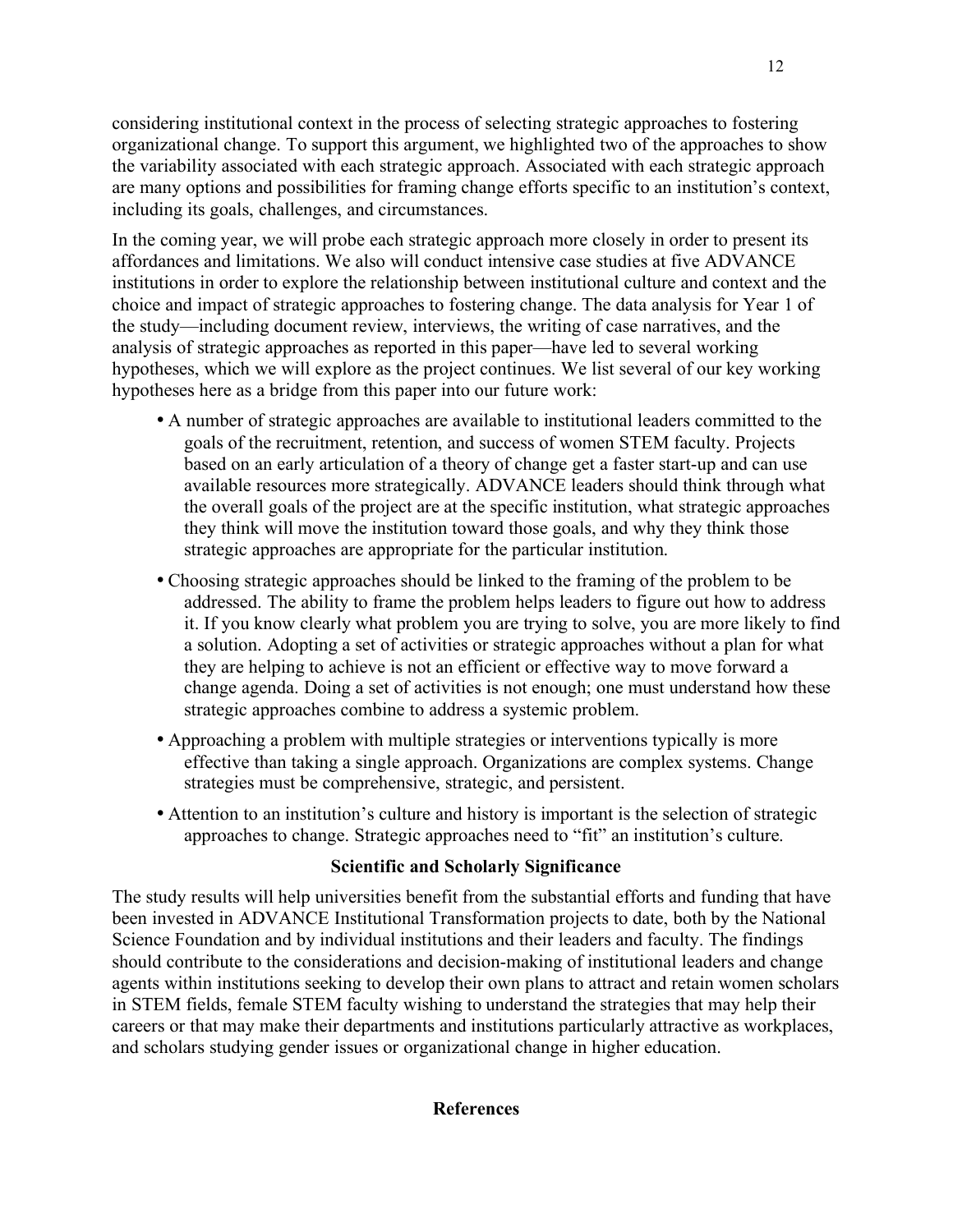considering institutional context in the process of selecting strategic approaches to fostering organizational change. To support this argument, we highlighted two of the approaches to show the variability associated with each strategic approach. Associated with each strategic approach are many options and possibilities for framing change efforts specific to an institution's context, including its goals, challenges, and circumstances.

In the coming year, we will probe each strategic approach more closely in order to present its affordances and limitations. We also will conduct intensive case studies at five ADVANCE institutions in order to explore the relationship between institutional culture and context and the choice and impact of strategic approaches to fostering change. The data analysis for Year 1 of the study—including document review, interviews, the writing of case narratives, and the analysis of strategic approaches as reported in this paper—have led to several working hypotheses, which we will explore as the project continues. We list several of our key working hypotheses here as a bridge from this paper into our future work:

- A number of strategic approaches are available to institutional leaders committed to the goals of the recruitment, retention, and success of women STEM faculty. Projects based on an early articulation of a theory of change get a faster start-up and can use available resources more strategically. ADVANCE leaders should think through what the overall goals of the project are at the specific institution, what strategic approaches they think will move the institution toward those goals, and why they think those strategic approaches are appropriate for the particular institution.
- Choosing strategic approaches should be linked to the framing of the problem to be addressed. The ability to frame the problem helps leaders to figure out how to address it. If you know clearly what problem you are trying to solve, you are more likely to find a solution. Adopting a set of activities or strategic approaches without a plan for what they are helping to achieve is not an efficient or effective way to move forward a change agenda. Doing a set of activities is not enough; one must understand how these strategic approaches combine to address a systemic problem.
- Approaching a problem with multiple strategies or interventions typically is more effective than taking a single approach. Organizations are complex systems. Change strategies must be comprehensive, strategic, and persistent.
- Attention to an institution's culture and history is important is the selection of strategic approaches to change. Strategic approaches need to "fit" an institution's culture.

## Scientific and Scholarly Significance

The study results will help universities benefit from the substantial efforts and funding that have been invested in ADVANCE Institutional Transformation projects to date, both by the National Science Foundation and by individual institutions and their leaders and faculty. The findings should contribute to the considerations and decision-making of institutional leaders and change agents within institutions seeking to develop their own plans to attract and retain women scholars in STEM fields, female STEM faculty wishing to understand the strategies that may help their careers or that may make their departments and institutions particularly attractive as workplaces, and scholars studying gender issues or organizational change in higher education.

## References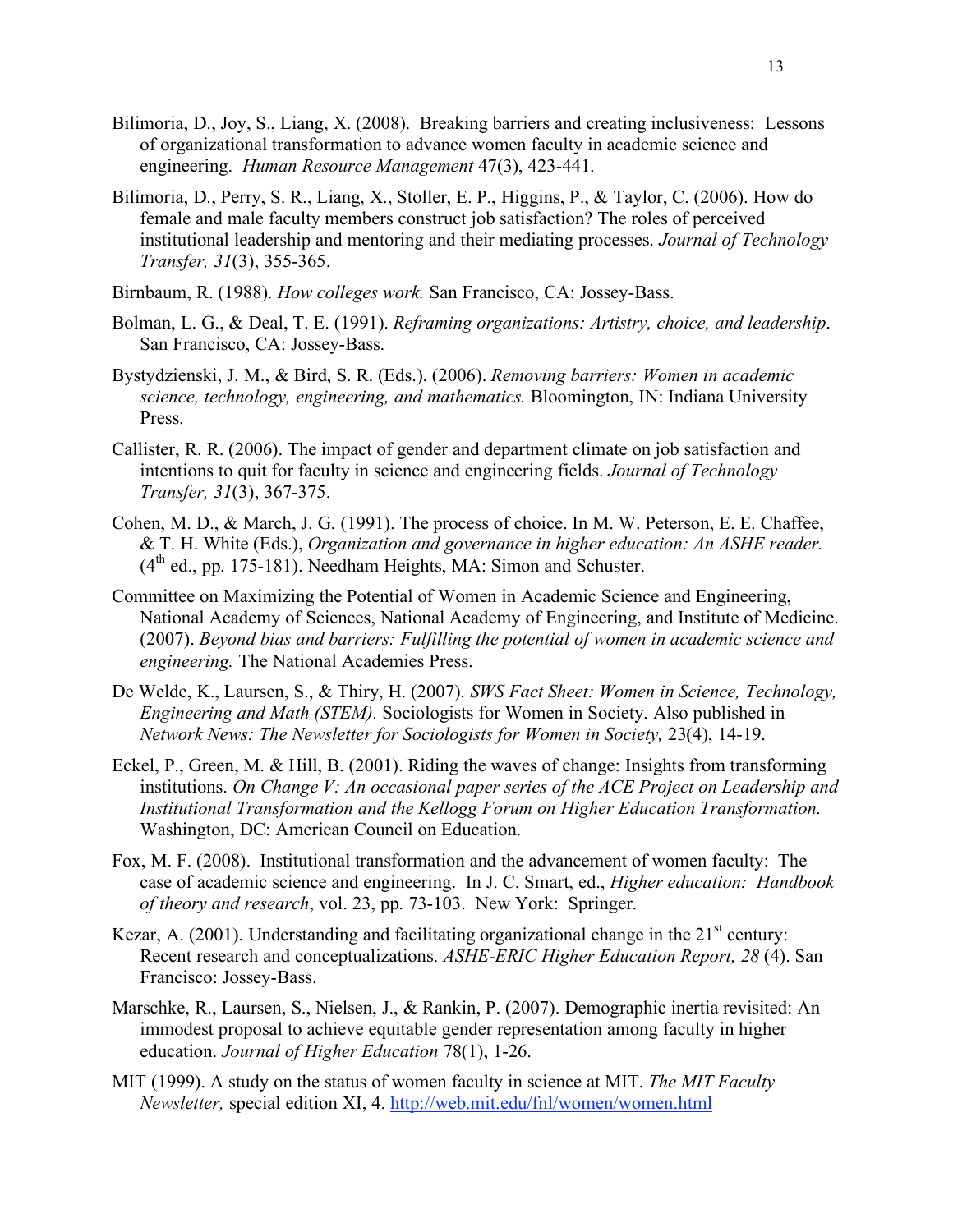Bilimoria, D., Joy, S., Liang, X. (2008). Breaking barriers and creating inclusiveness: Lessons of organizational transformation to advance women faculty in academic science and engineering. *Human Resource Management* 47(3), 423-441.

Bilimoria, D., Perry, S. R., Liang, X., Stoller, E. P., Higgins, P., & Taylor, C. (2006). How do female and male faculty members construct job satisfaction? The roles of perceived institutional leadership and mentoring and their mediating processes. *Journal of Technology Transfer, 31*(3), 355-365.

Birnbaum, R. (1988). *How colleges work.* San Francisco, CA: Jossey-Bass.

Bolman, L. G., & Deal, T. E. (1991). *Reframing organizations: Artistry, choice, and leadership*. San Francisco, CA: Jossey-Bass.

Bystydzienski, J. M., & Bird, S. R. (Eds.). (2006). *Removing barriers: Women in academic science, technology, engineering, and mathematics.* Bloomington, IN: Indiana University Press.

Callister, R. R. (2006). The impact of gender and department climate on job satisfaction and intentions to quit for faculty in science and engineering fields. *Journal of Technology Transfer, 31*(3), 367-375.

Cohen, M. D., & March, J. G. (1991). The process of choice. In M. W. Peterson, E. E. Chaffee, & T. H. White (Eds.), *Organization and governance in higher education: An ASHE reader.* (4th ed., pp. 175-181). Needham Heights, MA: Simon and Schuster.

Committee on Maximizing the Potential of Women in Academic Science and Engineering, National Academy of Sciences, National Academy of Engineering, and Institute of Medicine. (2007). *Beyond bias and barriers: Fulfilling the potential of women in academic science and engineering.* The National Academies Press.

De Welde, K., Laursen, S., & Thiry, H. (2007). *SWS Fact Sheet: Women in Science, Technology, Engineering and Math (STEM).* Sociologists for Women in Society. Also published in *Network News: The Newsletter for Sociologists for Women in Society,* 23(4), 14-19.

Eckel, P., Green, M. & Hill, B. (2001). Riding the waves of change: Insights from transforming institutions. *On Change V: An occasional paper series of the ACE Project on Leadership and Institutional Transformation and the Kellogg Forum on Higher Education Transformation.* Washington, DC: American Council on Education.

Fox, M. F. (2008). Institutional transformation and the advancement of women faculty: The case of academic science and engineering. In J. C. Smart, ed., *Higher education: Handbook of theory and research*, vol. 23, pp. 73-103. New York: Springer.

Kezar, A. (2001). Understanding and facilitating organizational change in the 21st century: Recent research and conceptualizations. *ASHE-ERIC Higher Education Report, 28* (4). San Francisco: Jossey-Bass.

Marschke, R., Laursen, S., Nielsen, J., & Rankin, P. (2007). Demographic inertia revisited: An immodest proposal to achieve equitable gender representation among faculty in higher education. *Journal of Higher Education* 78(1), 1-26.

MIT (1999). A study on the status of women faculty in science at MIT. *The MIT Faculty Newsletter,* special edition XI, 4. http://web.mit.edu/fnl/women/women.html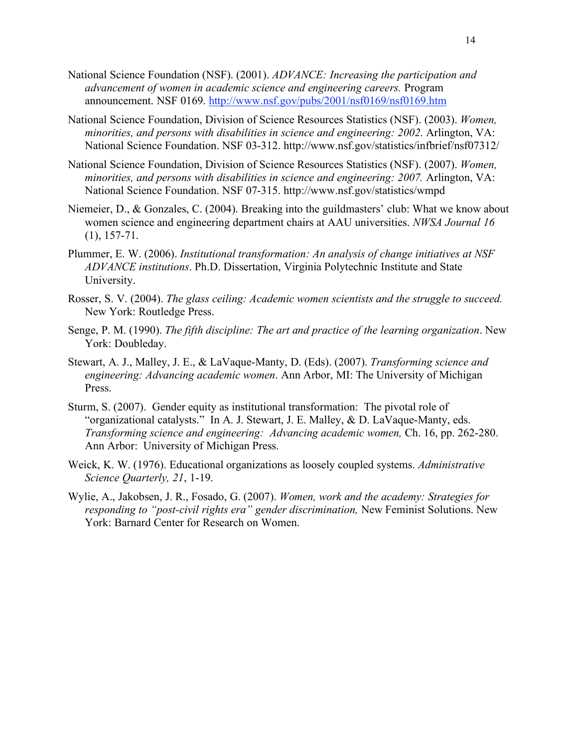National Science Foundation (NSF). (2001). *ADVANCE: Increasing the participation and advancement of women in academic science and engineering careers.* Program announcement. NSF 0169. http://www.nsf.gov/pubs/2001/nsf0169/nsf0169.htm

National Science Foundation, Division of Science Resources Statistics (NSF). (2003). *Women, minorities, and persons with disabilities in science and engineering: 2002*. Arlington, VA: National Science Foundation. NSF 03-312. http://www.nsf.gov/statistics/infbrief/nsf07312/

National Science Foundation, Division of Science Resources Statistics (NSF). (2007). *Women, minorities, and persons with disabilities in science and engineering: 2007.* Arlington, VA: National Science Foundation. NSF 07-315. http://www.nsf.gov/statistics/wmpd

Niemeier, D., & Gonzales, C. (2004). Breaking into the guildmasters' club: What we know about women science and engineering department chairs at AAU universities. *NWSA Journal 16* (1), 157-71.

Plummer, E. W. (2006). *Institutional transformation: An analysis of change initiatives at NSF ADVANCE institutions*. Ph.D. Dissertation, Virginia Polytechnic Institute and State University.

Rosser, S. V. (2004). *The glass ceiling: Academic women scientists and the struggle to succeed.* New York: Routledge Press.

Senge, P. M. (1990). *The fifth discipline: The art and practice of the learning organization*. New York: Doubleday.

Stewart, A. J., Malley, J. E., & LaVaque-Manty, D. (Eds). (2007). *Transforming science and engineering: Advancing academic women*. Ann Arbor, MI: The University of Michigan Press.

Sturm, S. (2007). Gender equity as institutional transformation: The pivotal role of "organizational catalysts." In A. J. Stewart, J. E. Malley, & D. LaVaque-Manty, eds. *Transforming science and engineering: Advancing academic women,* Ch. 16, pp. 262-280. Ann Arbor: University of Michigan Press.

Weick, K. W. (1976). Educational organizations as loosely coupled systems. *Administrative Science Quarterly, 21*, 1-19.

Wylie, A., Jakobsen, J. R., Fosado, G. (2007). *Women, work and the academy: Strategies for responding to "post-civil rights era" gender discrimination,* New Feminist Solutions. New York: Barnard Center for Research on Women.